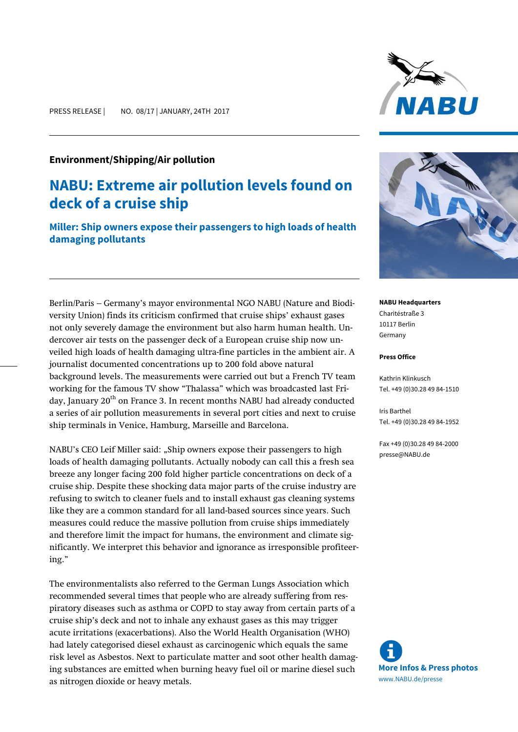PRESS RELEASE | NO. 08/17 | JANUARY, 24TH 2017

**Environment/Shipping/Air pollution**

# NABU: Extreme air pollution levels found on deck of a cruise ship

## Miller: Ship owners expose their passengers to high loads of health damaging pollutants

Berlin/Paris – Germany's mayor environmental NGO NABU (Nature and Biodiversity Union) finds its criticism confirmed that cruise ships' exhaust gases not only severely damage the environment but also harm human health. Undercover air tests on the passenger deck of a European cruise ship now unveiled high loads of health damaging ultra-fine particles in the ambient air. A journalist documented concentrations up to 200 fold above natural background levels. The measurements were carried out but a French TV team working for the famous TV show "Thalassa" which was broadcasted last Friday, January 20th on France 3. In recent months NABU had already conducted a series of air pollution measurements in several port cities and next to cruise ship terminals in Venice, Hamburg, Marseille and Barcelona.

NABU's CEO Leif Miller said: „Ship owners expose their passengers to high loads of health damaging pollutants. Actually nobody can call this a fresh sea breeze any longer facing 200 fold higher particle concentrations on deck of a cruise ship. Despite these shocking data major parts of the cruise industry are refusing to switch to cleaner fuels and to install exhaust gas cleaning systems like they are a common standard for all land-based sources since years. Such measures could reduce the massive pollution from cruise ships immediately and therefore limit the impact for humans, the environment and climate significantly. We interpret this behavior and ignorance as irresponsible profiteering."

The environmentalists also referred to the German Lungs Association which recommended several times that people who are already suffering from respiratory diseases such as asthma or COPD to stay away from certain parts of a cruise ship's deck and not to inhale any exhaust gases as this may trigger acute irritations (exacerbations). Also the World Health Organisation (WHO) had lately categorised diesel exhaust as carcinogenic which equals the same risk level as Asbestos. Next to particulate matter and soot other health damaging substances are emitted when burning heavy fuel oil or marine diesel such as nitrogen dioxide or heavy metals.

**NABU Headquarters**
Charitéstraße 3
10117 Berlin
Germany

**Press Office**

Kathrin Klinkusch
Tel. +49 (0)30.28 49 84-1510

Iris Barthel
Tel. +49 (0)30.28 49 84-1952

Fax +49 (0)30.28 49 84-2000
presse@NABU.de

**More Infos & Press photos**
www.NABU.de/presse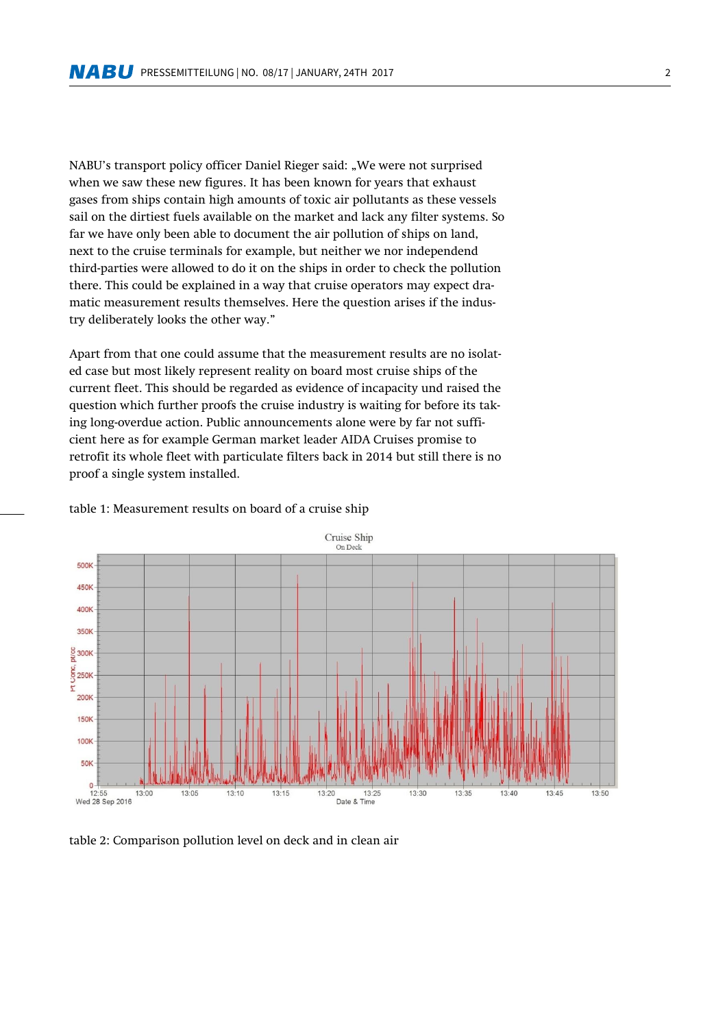NABU's transport policy officer Daniel Rieger said: „We were not surprised when we saw these new figures. It has been known for years that exhaust gases from ships contain high amounts of toxic air pollutants as these vessels sail on the dirtiest fuels available on the market and lack any filter systems. So far we have only been able to document the air pollution of ships on land, next to the cruise terminals for example, but neither we nor independend third-parties were allowed to do it on the ships in order to check the pollution there. This could be explained in a way that cruise operators may expect dramatic measurement results themselves. Here the question arises if the industry deliberately looks the other way."

Apart from that one could assume that the measurement results are no isolated case but most likely represent reality on board most cruise ships of the current fleet. This should be regarded as evidence of incapacity und raised the question which further proofs the cruise industry is waiting for before its taking long-overdue action. Public announcements alone were by far not sufficient here as for example German market leader AIDA Cruises promise to retrofit its whole fleet with particulate filters back in 2014 but still there is no proof a single system installed.

table 1: Measurement results on board of a cruise ship

table 2: Comparison pollution level on deck and in clean air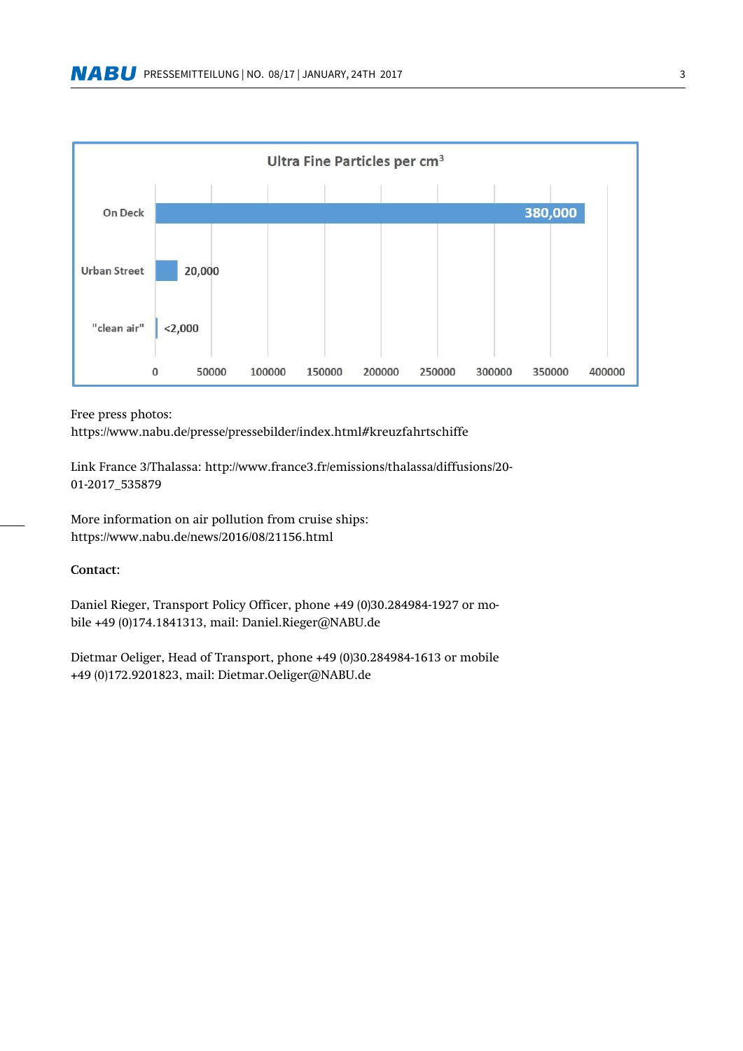Ultra Fine Particles per cm³

On Deck

Urban Street

"clean air"

380,000

20,000

<2,000

0

50000

100000

150000

200000

250000

300000

350000

400000

Free press photos:
https://www.nabu.de/presse/pressebilder/index.html#kreuzfahrtschiffe

Link France 3/Thalassa: http://www.france3.fr/emissions/thalassa/diffusions/20-01-2017_535879

More information on air pollution from cruise ships:
https://www.nabu.de/news/2016/08/21156.html

**Contact:**

Daniel Rieger, Transport Policy Officer, phone +49 (0)30.284984-1927 or mobile +49 (0)174.1841313, mail: Daniel.Rieger@NABU.de

Dietmar Oeliger, Head of Transport, phone +49 (0)30.284984-1613 or mobile +49 (0)172.9201823, mail: Dietmar.Oeliger@NABU.de